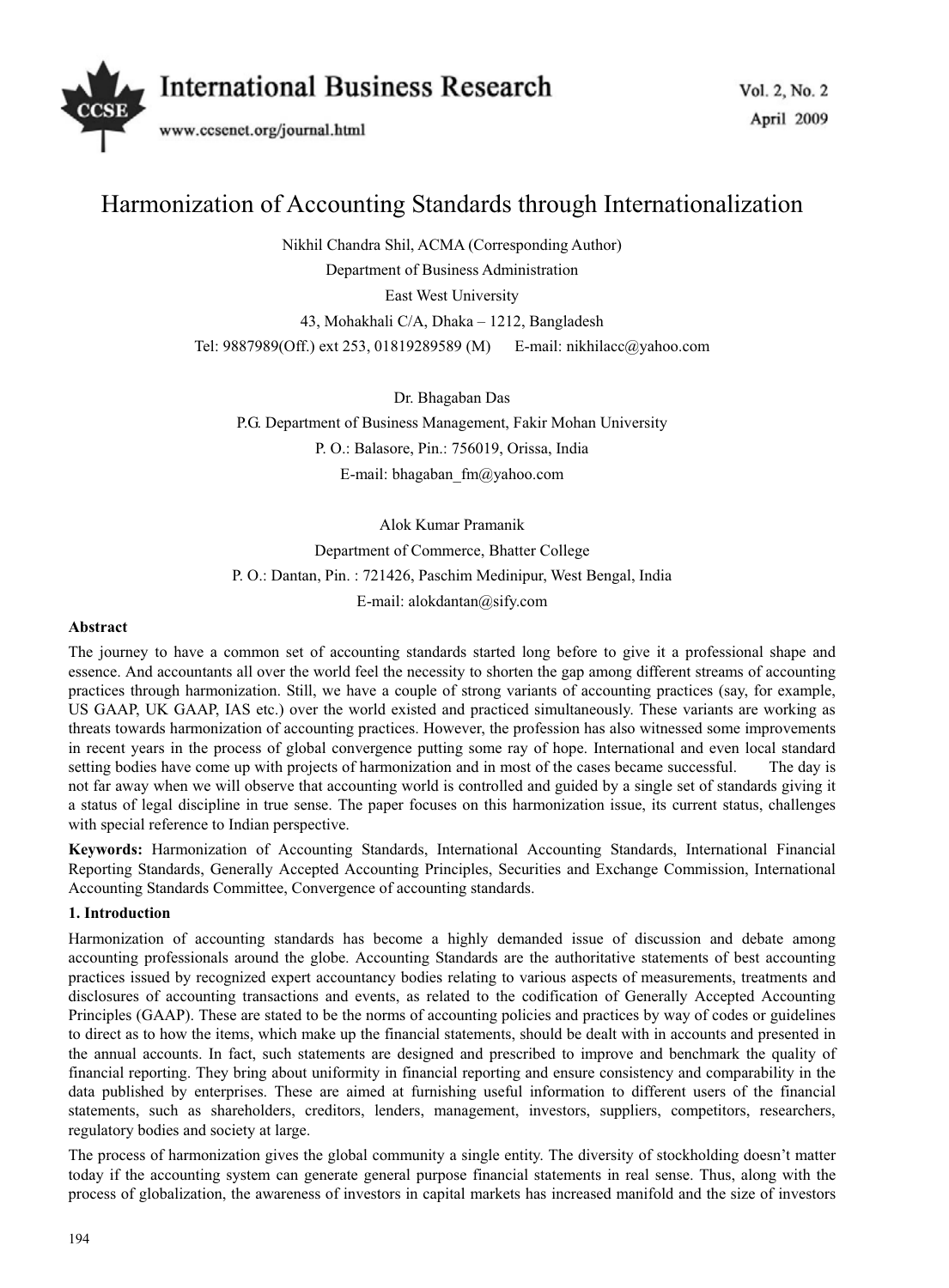# Harmonization of Accounting Standards through Internationalization

Nikhil Chandra Shil, ACMA (Corresponding Author)
Department of Business Administration
East West University
43, Mohakhali C/A, Dhaka – 1212, Bangladesh
Tel: 9887989(Off.) ext 253, 01819289589 (M) E-mail: nikhilacc@yahoo.com

Dr. Bhagaban Das
P.G. Department of Business Management, Fakir Mohan University
P. O.: Balasore, Pin.: 756019, Orissa, India
E-mail: bhagaban_fm@yahoo.com

Alok Kumar Pramanik
Department of Commerce, Bhatter College
P. O.: Dantan, Pin. : 721426, Paschim Medinipur, West Bengal, India
E-mail: alokdantan@sify.com

**Abstract**

The journey to have a common set of accounting standards started long before to give it a professional shape and essence. And accountants all over the world feel the necessity to shorten the gap among different streams of accounting practices through harmonization. Still, we have a couple of strong variants of accounting practices (say, for example, US GAAP, UK GAAP, IAS etc.) over the world existed and practiced simultaneously. These variants are working as threats towards harmonization of accounting practices. However, the profession has also witnessed some improvements in recent years in the process of global convergence putting some ray of hope. International and even local standard setting bodies have come up with projects of harmonization and in most of the cases became successful. The day is not far away when we will observe that accounting world is controlled and guided by a single set of standards giving it a status of legal discipline in true sense. The paper focuses on this harmonization issue, its current status, challenges with special reference to Indian perspective.

**Keywords:** Harmonization of Accounting Standards, International Accounting Standards, International Financial Reporting Standards, Generally Accepted Accounting Principles, Securities and Exchange Commission, International Accounting Standards Committee, Convergence of accounting standards.

## 1. Introduction

Harmonization of accounting standards has become a highly demanded issue of discussion and debate among accounting professionals around the globe. Accounting Standards are the authoritative statements of best accounting practices issued by recognized expert accountancy bodies relating to various aspects of measurements, treatments and disclosures of accounting transactions and events, as related to the codification of Generally Accepted Accounting Principles (GAAP). These are stated to be the norms of accounting policies and practices by way of codes or guidelines to direct as to how the items, which make up the financial statements, should be dealt with in accounts and presented in the annual accounts. In fact, such statements are designed and prescribed to improve and benchmark the quality of financial reporting. They bring about uniformity in financial reporting and ensure consistency and comparability in the data published by enterprises. These are aimed at furnishing useful information to different users of the financial statements, such as shareholders, creditors, lenders, management, investors, suppliers, competitors, researchers, regulatory bodies and society at large.

The process of harmonization gives the global community a single entity. The diversity of stockholding doesn't matter today if the accounting system can generate general purpose financial statements in real sense. Thus, along with the process of globalization, the awareness of investors in capital markets has increased manifold and the size of investors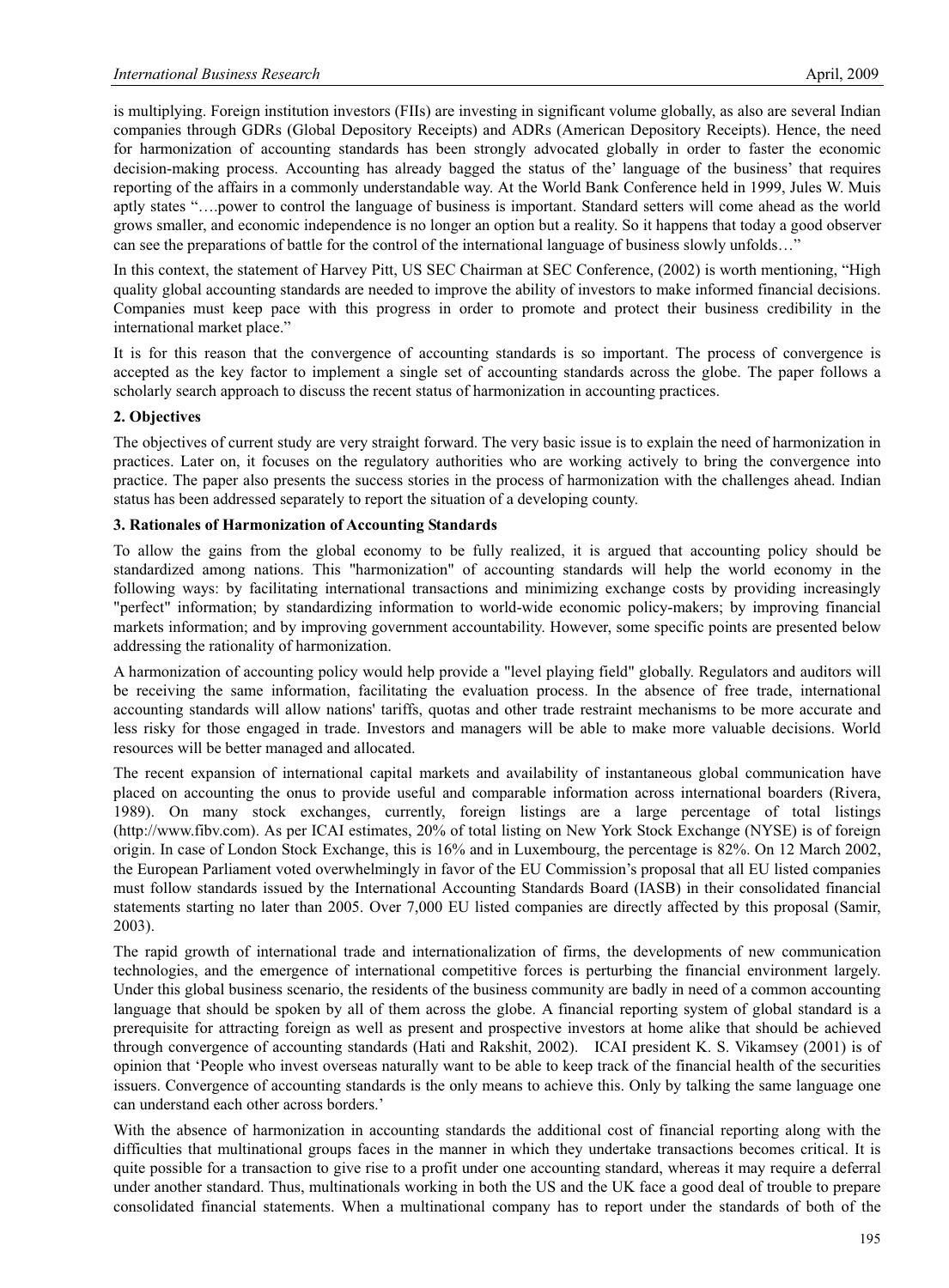is multiplying. Foreign institution investors (FIIs) are investing in significant volume globally, as also are several Indian companies through GDRs (Global Depository Receipts) and ADRs (American Depository Receipts). Hence, the need for harmonization of accounting standards has been strongly advocated globally in order to faster the economic decision-making process. Accounting has already bagged the status of the' language of the business' that requires reporting of the affairs in a commonly understandable way. At the World Bank Conference held in 1999, Jules W. Muis aptly states "….power to control the language of business is important. Standard setters will come ahead as the world grows smaller, and economic independence is no longer an option but a reality. So it happens that today a good observer can see the preparations of battle for the control of the international language of business slowly unfolds…"

In this context, the statement of Harvey Pitt, US SEC Chairman at SEC Conference, (2002) is worth mentioning, "High quality global accounting standards are needed to improve the ability of investors to make informed financial decisions. Companies must keep pace with this progress in order to promote and protect their business credibility in the international market place."

It is for this reason that the convergence of accounting standards is so important. The process of convergence is accepted as the key factor to implement a single set of accounting standards across the globe. The paper follows a scholarly search approach to discuss the recent status of harmonization in accounting practices.

## 2. Objectives

The objectives of current study are very straight forward. The very basic issue is to explain the need of harmonization in practices. Later on, it focuses on the regulatory authorities who are working actively to bring the convergence into practice. The paper also presents the success stories in the process of harmonization with the challenges ahead. Indian status has been addressed separately to report the situation of a developing county.

## 3. Rationales of Harmonization of Accounting Standards

To allow the gains from the global economy to be fully realized, it is argued that accounting policy should be standardized among nations. This "harmonization" of accounting standards will help the world economy in the following ways: by facilitating international transactions and minimizing exchange costs by providing increasingly "perfect" information; by standardizing information to world-wide economic policy-makers; by improving financial markets information; and by improving government accountability. However, some specific points are presented below addressing the rationality of harmonization.

A harmonization of accounting policy would help provide a "level playing field" globally. Regulators and auditors will be receiving the same information, facilitating the evaluation process. In the absence of free trade, international accounting standards will allow nations' tariffs, quotas and other trade restraint mechanisms to be more accurate and less risky for those engaged in trade. Investors and managers will be able to make more valuable decisions. World resources will be better managed and allocated.

The recent expansion of international capital markets and availability of instantaneous global communication have placed on accounting the onus to provide useful and comparable information across international boarders (Rivera, 1989). On many stock exchanges, currently, foreign listings are a large percentage of total listings (http://www.fibv.com). As per ICAI estimates, 20% of total listing on New York Stock Exchange (NYSE) is of foreign origin. In case of London Stock Exchange, this is 16% and in Luxembourg, the percentage is 82%. On 12 March 2002, the European Parliament voted overwhelmingly in favor of the EU Commission's proposal that all EU listed companies must follow standards issued by the International Accounting Standards Board (IASB) in their consolidated financial statements starting no later than 2005. Over 7,000 EU listed companies are directly affected by this proposal (Samir, 2003).

The rapid growth of international trade and internationalization of firms, the developments of new communication technologies, and the emergence of international competitive forces is perturbing the financial environment largely. Under this global business scenario, the residents of the business community are badly in need of a common accounting language that should be spoken by all of them across the globe. A financial reporting system of global standard is a prerequisite for attracting foreign as well as present and prospective investors at home alike that should be achieved through convergence of accounting standards (Hati and Rakshit, 2002). ICAI president K. S. Vikamsey (2001) is of opinion that 'People who invest overseas naturally want to be able to keep track of the financial health of the securities issuers. Convergence of accounting standards is the only means to achieve this. Only by talking the same language one can understand each other across borders.'

With the absence of harmonization in accounting standards the additional cost of financial reporting along with the difficulties that multinational groups faces in the manner in which they undertake transactions becomes critical. It is quite possible for a transaction to give rise to a profit under one accounting standard, whereas it may require a deferral under another standard. Thus, multinationals working in both the US and the UK face a good deal of trouble to prepare consolidated financial statements. When a multinational company has to report under the standards of both of the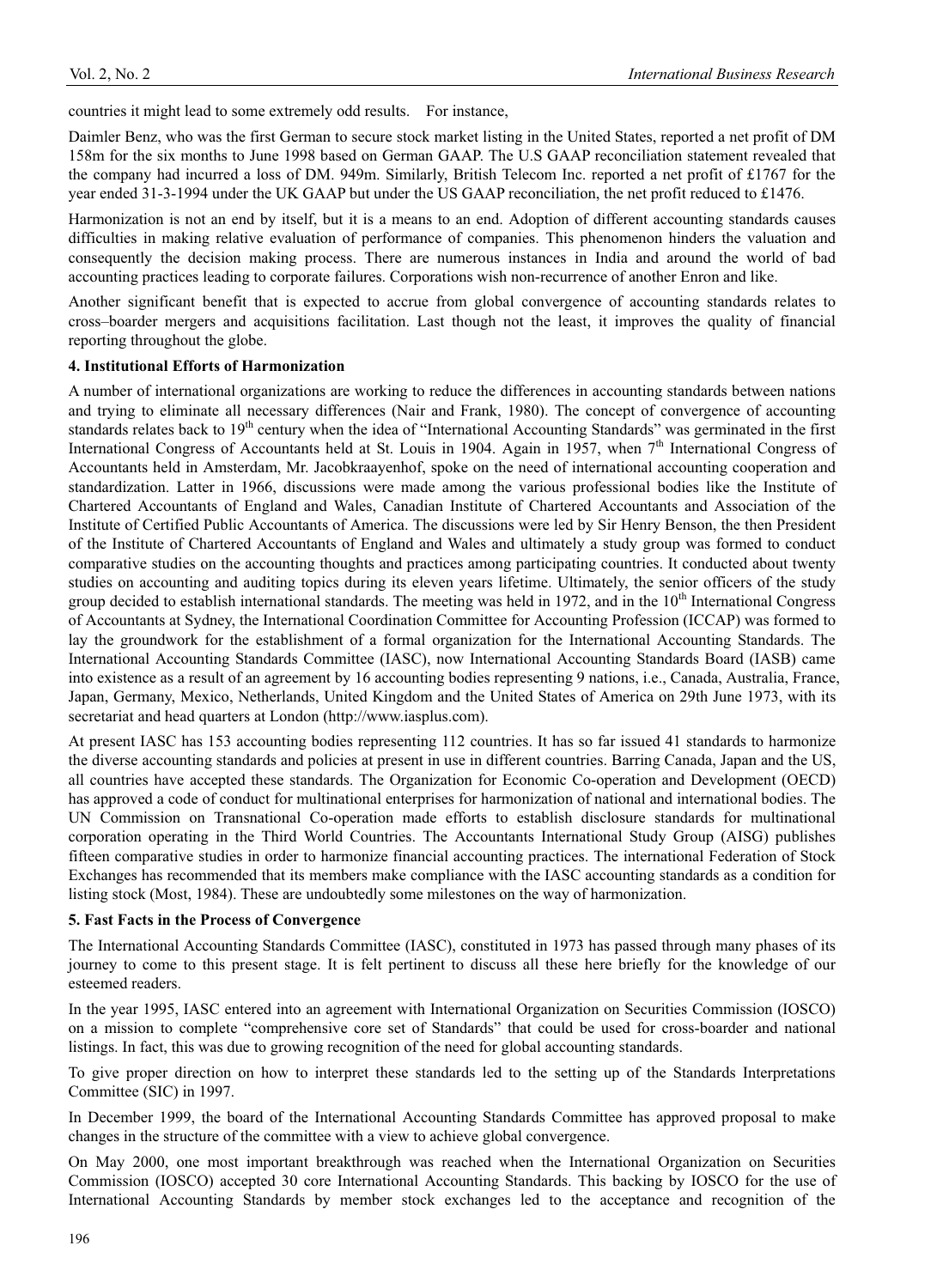countries it might lead to some extremely odd results. For instance,

Daimler Benz, who was the first German to secure stock market listing in the United States, reported a net profit of DM 158m for the six months to June 1998 based on German GAAP. The U.S GAAP reconciliation statement revealed that the company had incurred a loss of DM. 949m. Similarly, British Telecom Inc. reported a net profit of £1767 for the year ended 31-3-1994 under the UK GAAP but under the US GAAP reconciliation, the net profit reduced to £1476.

Harmonization is not an end by itself, but it is a means to an end. Adoption of different accounting standards causes difficulties in making relative evaluation of performance of companies. This phenomenon hinders the valuation and consequently the decision making process. There are numerous instances in India and around the world of bad accounting practices leading to corporate failures. Corporations wish non-recurrence of another Enron and like.

Another significant benefit that is expected to accrue from global convergence of accounting standards relates to cross–boarder mergers and acquisitions facilitation. Last though not the least, it improves the quality of financial reporting throughout the globe.

## 4. Institutional Efforts of Harmonization

A number of international organizations are working to reduce the differences in accounting standards between nations and trying to eliminate all necessary differences (Nair and Frank, 1980). The concept of convergence of accounting standards relates back to 19th century when the idea of "International Accounting Standards" was germinated in the first International Congress of Accountants held at St. Louis in 1904. Again in 1957, when 7th International Congress of Accountants held in Amsterdam, Mr. Jacobkraayenhof, spoke on the need of international accounting cooperation and standardization. Latter in 1966, discussions were made among the various professional bodies like the Institute of Chartered Accountants of England and Wales, Canadian Institute of Chartered Accountants and Association of the Institute of Certified Public Accountants of America. The discussions were led by Sir Henry Benson, the then President of the Institute of Chartered Accountants of England and Wales and ultimately a study group was formed to conduct comparative studies on the accounting thoughts and practices among participating countries. It conducted about twenty studies on accounting and auditing topics during its eleven years lifetime. Ultimately, the senior officers of the study group decided to establish international standards. The meeting was held in 1972, and in the 10th International Congress of Accountants at Sydney, the International Coordination Committee for Accounting Profession (ICCAP) was formed to lay the groundwork for the establishment of a formal organization for the International Accounting Standards. The International Accounting Standards Committee (IASC), now International Accounting Standards Board (IASB) came into existence as a result of an agreement by 16 accounting bodies representing 9 nations, i.e., Canada, Australia, France, Japan, Germany, Mexico, Netherlands, United Kingdom and the United States of America on 29th June 1973, with its secretariat and head quarters at London (http://www.iasplus.com).

At present IASC has 153 accounting bodies representing 112 countries. It has so far issued 41 standards to harmonize the diverse accounting standards and policies at present in use in different countries. Barring Canada, Japan and the US, all countries have accepted these standards. The Organization for Economic Co-operation and Development (OECD) has approved a code of conduct for multinational enterprises for harmonization of national and international bodies. The UN Commission on Transnational Co-operation made efforts to establish disclosure standards for multinational corporation operating in the Third World Countries. The Accountants International Study Group (AISG) publishes fifteen comparative studies in order to harmonize financial accounting practices. The international Federation of Stock Exchanges has recommended that its members make compliance with the IASC accounting standards as a condition for listing stock (Most, 1984). These are undoubtedly some milestones on the way of harmonization.

## 5. Fast Facts in the Process of Convergence

The International Accounting Standards Committee (IASC), constituted in 1973 has passed through many phases of its journey to come to this present stage. It is felt pertinent to discuss all these here briefly for the knowledge of our esteemed readers.

In the year 1995, IASC entered into an agreement with International Organization on Securities Commission (IOSCO) on a mission to complete "comprehensive core set of Standards" that could be used for cross-boarder and national listings. In fact, this was due to growing recognition of the need for global accounting standards.

To give proper direction on how to interpret these standards led to the setting up of the Standards Interpretations Committee (SIC) in 1997.

In December 1999, the board of the International Accounting Standards Committee has approved proposal to make changes in the structure of the committee with a view to achieve global convergence.

On May 2000, one most important breakthrough was reached when the International Organization on Securities Commission (IOSCO) accepted 30 core International Accounting Standards. This backing by IOSCO for the use of International Accounting Standards by member stock exchanges led to the acceptance and recognition of the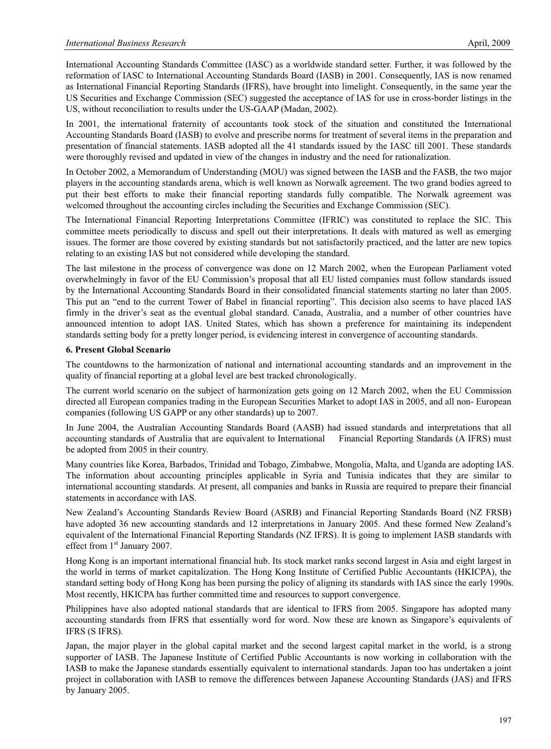International Accounting Standards Committee (IASC) as a worldwide standard setter. Further, it was followed by the reformation of IASC to International Accounting Standards Board (IASB) in 2001. Consequently, IAS is now renamed as International Financial Reporting Standards (IFRS), have brought into limelight. Consequently, in the same year the US Securities and Exchange Commission (SEC) suggested the acceptance of IAS for use in cross-border listings in the US, without reconciliation to results under the US-GAAP (Madan, 2002).

In 2001, the international fraternity of accountants took stock of the situation and constituted the International Accounting Standards Board (IASB) to evolve and prescribe norms for treatment of several items in the preparation and presentation of financial statements. IASB adopted all the 41 standards issued by the IASC till 2001. These standards were thoroughly revised and updated in view of the changes in industry and the need for rationalization.

In October 2002, a Memorandum of Understanding (MOU) was signed between the IASB and the FASB, the two major players in the accounting standards arena, which is well known as Norwalk agreement. The two grand bodies agreed to put their best efforts to make their financial reporting standards fully compatible. The Norwalk agreement was welcomed throughout the accounting circles including the Securities and Exchange Commission (SEC).

The International Financial Reporting Interpretations Committee (IFRIC) was constituted to replace the SIC. This committee meets periodically to discuss and spell out their interpretations. It deals with matured as well as emerging issues. The former are those covered by existing standards but not satisfactorily practiced, and the latter are new topics relating to an existing IAS but not considered while developing the standard.

The last milestone in the process of convergence was done on 12 March 2002, when the European Parliament voted overwhelmingly in favor of the EU Commission's proposal that all EU listed companies must follow standards issued by the International Accounting Standards Board in their consolidated financial statements starting no later than 2005. This put an "end to the current Tower of Babel in financial reporting". This decision also seems to have placed IAS firmly in the driver's seat as the eventual global standard. Canada, Australia, and a number of other countries have announced intention to adopt IAS. United States, which has shown a preference for maintaining its independent standards setting body for a pretty longer period, is evidencing interest in convergence of accounting standards.

**6. Present Global Scenario**

The countdowns to the harmonization of national and international accounting standards and an improvement in the quality of financial reporting at a global level are best tracked chronologically.

The current world scenario on the subject of harmonization gets going on 12 March 2002, when the EU Commission directed all European companies trading in the European Securities Market to adopt IAS in 2005, and all non- European companies (following US GAPP or any other standards) up to 2007.

In June 2004, the Australian Accounting Standards Board (AASB) had issued standards and interpretations that all accounting standards of Australia that are equivalent to International Financial Reporting Standards (A IFRS) must be adopted from 2005 in their country.

Many countries like Korea, Barbados, Trinidad and Tobago, Zimbabwe, Mongolia, Malta, and Uganda are adopting IAS. The information about accounting principles applicable in Syria and Tunisia indicates that they are similar to international accounting standards. At present, all companies and banks in Russia are required to prepare their financial statements in accordance with IAS.

New Zealand's Accounting Standards Review Board (ASRB) and Financial Reporting Standards Board (NZ FRSB) have adopted 36 new accounting standards and 12 interpretations in January 2005. And these formed New Zealand's equivalent of the International Financial Reporting Standards (NZ IFRS). It is going to implement IASB standards with effect from 1st January 2007.

Hong Kong is an important international financial hub. Its stock market ranks second largest in Asia and eight largest in the world in terms of market capitalization. The Hong Kong Institute of Certified Public Accountants (HKICPA), the standard setting body of Hong Kong has been pursing the policy of aligning its standards with IAS since the early 1990s. Most recently, HKICPA has further committed time and resources to support convergence.

Philippines have also adopted national standards that are identical to IFRS from 2005. Singapore has adopted many accounting standards from IFRS that essentially word for word. Now these are known as Singapore's equivalents of IFRS (S IFRS).

Japan, the major player in the global capital market and the second largest capital market in the world, is a strong supporter of IASB. The Japanese Institute of Certified Public Accountants is now working in collaboration with the IASB to make the Japanese standards essentially equivalent to international standards. Japan too has undertaken a joint project in collaboration with IASB to remove the differences between Japanese Accounting Standards (JAS) and IFRS by January 2005.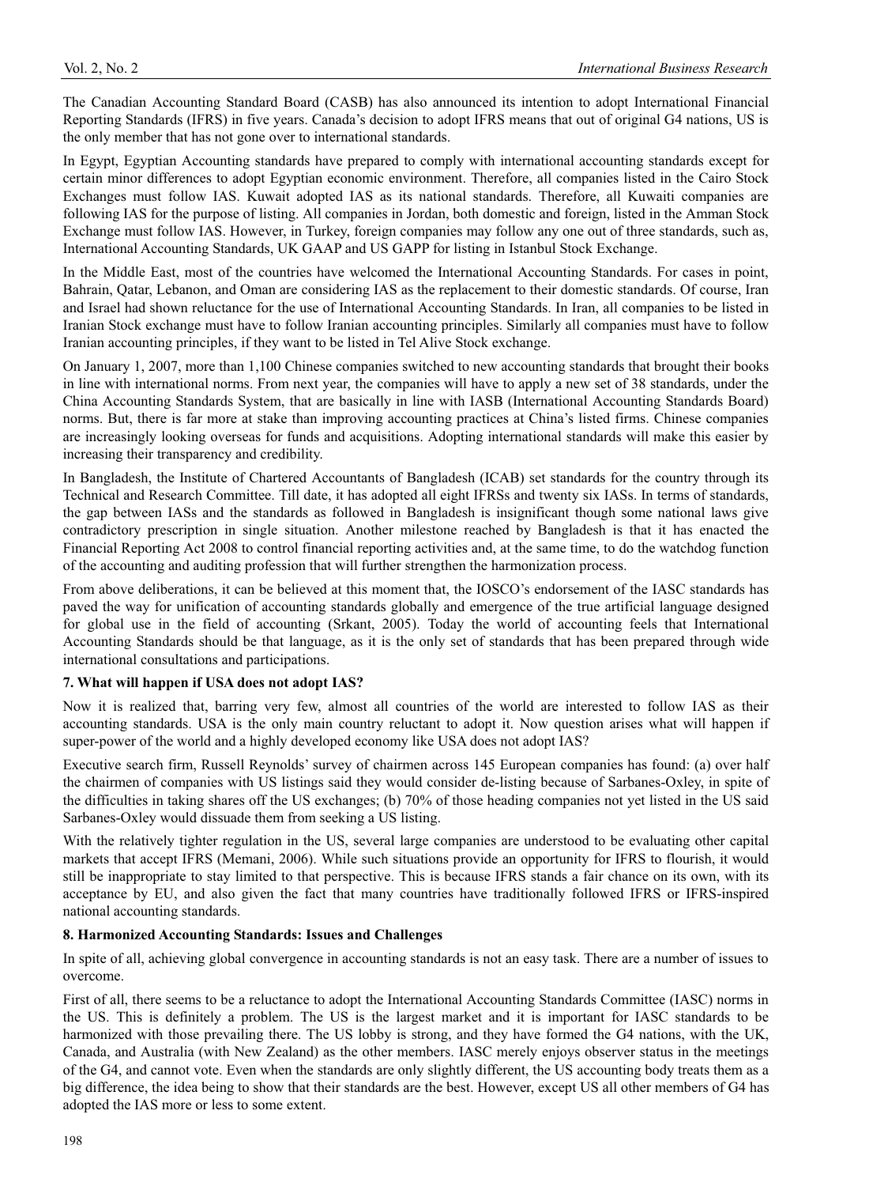The Canadian Accounting Standard Board (CASB) has also announced its intention to adopt International Financial Reporting Standards (IFRS) in five years. Canada's decision to adopt IFRS means that out of original G4 nations, US is the only member that has not gone over to international standards.

In Egypt, Egyptian Accounting standards have prepared to comply with international accounting standards except for certain minor differences to adopt Egyptian economic environment. Therefore, all companies listed in the Cairo Stock Exchanges must follow IAS. Kuwait adopted IAS as its national standards. Therefore, all Kuwaiti companies are following IAS for the purpose of listing. All companies in Jordan, both domestic and foreign, listed in the Amman Stock Exchange must follow IAS. However, in Turkey, foreign companies may follow any one out of three standards, such as, International Accounting Standards, UK GAAP and US GAPP for listing in Istanbul Stock Exchange.

In the Middle East, most of the countries have welcomed the International Accounting Standards. For cases in point, Bahrain, Qatar, Lebanon, and Oman are considering IAS as the replacement to their domestic standards. Of course, Iran and Israel had shown reluctance for the use of International Accounting Standards. In Iran, all companies to be listed in Iranian Stock exchange must have to follow Iranian accounting principles. Similarly all companies must have to follow Iranian accounting principles, if they want to be listed in Tel Alive Stock exchange.

On January 1, 2007, more than 1,100 Chinese companies switched to new accounting standards that brought their books in line with international norms. From next year, the companies will have to apply a new set of 38 standards, under the China Accounting Standards System, that are basically in line with IASB (International Accounting Standards Board) norms. But, there is far more at stake than improving accounting practices at China's listed firms. Chinese companies are increasingly looking overseas for funds and acquisitions. Adopting international standards will make this easier by increasing their transparency and credibility.

In Bangladesh, the Institute of Chartered Accountants of Bangladesh (ICAB) set standards for the country through its Technical and Research Committee. Till date, it has adopted all eight IFRSs and twenty six IASs. In terms of standards, the gap between IASs and the standards as followed in Bangladesh is insignificant though some national laws give contradictory prescription in single situation. Another milestone reached by Bangladesh is that it has enacted the Financial Reporting Act 2008 to control financial reporting activities and, at the same time, to do the watchdog function of the accounting and auditing profession that will further strengthen the harmonization process.

From above deliberations, it can be believed at this moment that, the IOSCO's endorsement of the IASC standards has paved the way for unification of accounting standards globally and emergence of the true artificial language designed for global use in the field of accounting (Srkant, 2005). Today the world of accounting feels that International Accounting Standards should be that language, as it is the only set of standards that has been prepared through wide international consultations and participations.

**7. What will happen if USA does not adopt IAS?**

Now it is realized that, barring very few, almost all countries of the world are interested to follow IAS as their accounting standards. USA is the only main country reluctant to adopt it. Now question arises what will happen if super-power of the world and a highly developed economy like USA does not adopt IAS?

Executive search firm, Russell Reynolds' survey of chairmen across 145 European companies has found: (a) over half the chairmen of companies with US listings said they would consider de-listing because of Sarbanes-Oxley, in spite of the difficulties in taking shares off the US exchanges; (b) 70% of those heading companies not yet listed in the US said Sarbanes-Oxley would dissuade them from seeking a US listing.

With the relatively tighter regulation in the US, several large companies are understood to be evaluating other capital markets that accept IFRS (Memani, 2006). While such situations provide an opportunity for IFRS to flourish, it would still be inappropriate to stay limited to that perspective. This is because IFRS stands a fair chance on its own, with its acceptance by EU, and also given the fact that many countries have traditionally followed IFRS or IFRS-inspired national accounting standards.

**8. Harmonized Accounting Standards: Issues and Challenges**

In spite of all, achieving global convergence in accounting standards is not an easy task. There are a number of issues to overcome.

First of all, there seems to be a reluctance to adopt the International Accounting Standards Committee (IASC) norms in the US. This is definitely a problem. The US is the largest market and it is important for IASC standards to be harmonized with those prevailing there. The US lobby is strong, and they have formed the G4 nations, with the UK, Canada, and Australia (with New Zealand) as the other members. IASC merely enjoys observer status in the meetings of the G4, and cannot vote. Even when the standards are only slightly different, the US accounting body treats them as a big difference, the idea being to show that their standards are the best. However, except US all other members of G4 has adopted the IAS more or less to some extent.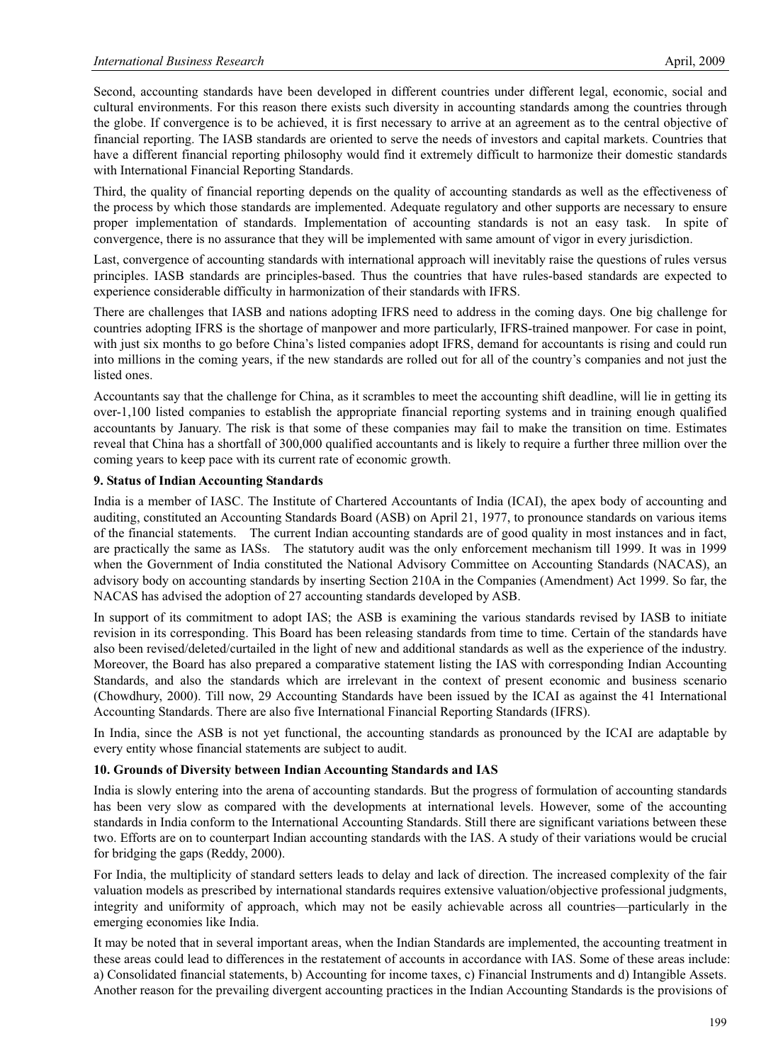Second, accounting standards have been developed in different countries under different legal, economic, social and cultural environments. For this reason there exists such diversity in accounting standards among the countries through the globe. If convergence is to be achieved, it is first necessary to arrive at an agreement as to the central objective of financial reporting. The IASB standards are oriented to serve the needs of investors and capital markets. Countries that have a different financial reporting philosophy would find it extremely difficult to harmonize their domestic standards with International Financial Reporting Standards.

Third, the quality of financial reporting depends on the quality of accounting standards as well as the effectiveness of the process by which those standards are implemented. Adequate regulatory and other supports are necessary to ensure proper implementation of standards. Implementation of accounting standards is not an easy task. In spite of convergence, there is no assurance that they will be implemented with same amount of vigor in every jurisdiction.

Last, convergence of accounting standards with international approach will inevitably raise the questions of rules versus principles. IASB standards are principles-based. Thus the countries that have rules-based standards are expected to experience considerable difficulty in harmonization of their standards with IFRS.

There are challenges that IASB and nations adopting IFRS need to address in the coming days. One big challenge for countries adopting IFRS is the shortage of manpower and more particularly, IFRS-trained manpower. For case in point, with just six months to go before China's listed companies adopt IFRS, demand for accountants is rising and could run into millions in the coming years, if the new standards are rolled out for all of the country's companies and not just the listed ones.

Accountants say that the challenge for China, as it scrambles to meet the accounting shift deadline, will lie in getting its over-1,100 listed companies to establish the appropriate financial reporting systems and in training enough qualified accountants by January. The risk is that some of these companies may fail to make the transition on time. Estimates reveal that China has a shortfall of 300,000 qualified accountants and is likely to require a further three million over the coming years to keep pace with its current rate of economic growth.

**9. Status of Indian Accounting Standards**

India is a member of IASC. The Institute of Chartered Accountants of India (ICAI), the apex body of accounting and auditing, constituted an Accounting Standards Board (ASB) on April 21, 1977, to pronounce standards on various items of the financial statements. The current Indian accounting standards are of good quality in most instances and in fact, are practically the same as IASs. The statutory audit was the only enforcement mechanism till 1999. It was in 1999 when the Government of India constituted the National Advisory Committee on Accounting Standards (NACAS), an advisory body on accounting standards by inserting Section 210A in the Companies (Amendment) Act 1999. So far, the NACAS has advised the adoption of 27 accounting standards developed by ASB.

In support of its commitment to adopt IAS; the ASB is examining the various standards revised by IASB to initiate revision in its corresponding. This Board has been releasing standards from time to time. Certain of the standards have also been revised/deleted/curtailed in the light of new and additional standards as well as the experience of the industry. Moreover, the Board has also prepared a comparative statement listing the IAS with corresponding Indian Accounting Standards, and also the standards which are irrelevant in the context of present economic and business scenario (Chowdhury, 2000). Till now, 29 Accounting Standards have been issued by the ICAI as against the 41 International Accounting Standards. There are also five International Financial Reporting Standards (IFRS).

In India, since the ASB is not yet functional, the accounting standards as pronounced by the ICAI are adaptable by every entity whose financial statements are subject to audit.

**10. Grounds of Diversity between Indian Accounting Standards and IAS**

India is slowly entering into the arena of accounting standards. But the progress of formulation of accounting standards has been very slow as compared with the developments at international levels. However, some of the accounting standards in India conform to the International Accounting Standards. Still there are significant variations between these two. Efforts are on to counterpart Indian accounting standards with the IAS. A study of their variations would be crucial for bridging the gaps (Reddy, 2000).

For India, the multiplicity of standard setters leads to delay and lack of direction. The increased complexity of the fair valuation models as prescribed by international standards requires extensive valuation/objective professional judgments, integrity and uniformity of approach, which may not be easily achievable across all countries—particularly in the emerging economies like India.

It may be noted that in several important areas, when the Indian Standards are implemented, the accounting treatment in these areas could lead to differences in the restatement of accounts in accordance with IAS. Some of these areas include: a) Consolidated financial statements, b) Accounting for income taxes, c) Financial Instruments and d) Intangible Assets. Another reason for the prevailing divergent accounting practices in the Indian Accounting Standards is the provisions of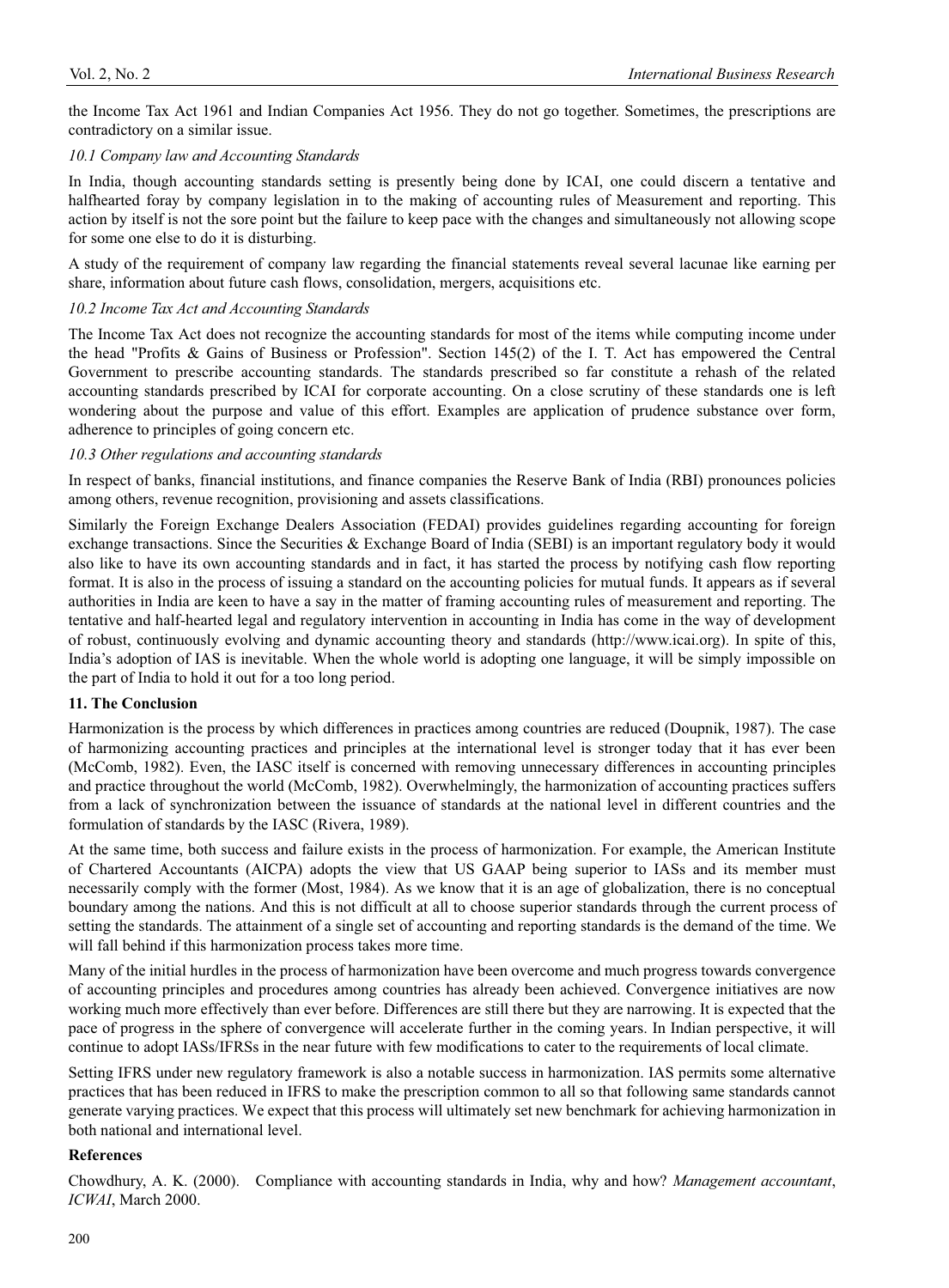the Income Tax Act 1961 and Indian Companies Act 1956. They do not go together. Sometimes, the prescriptions are contradictory on a similar issue.

### *10.1 Company law and Accounting Standards*

In India, though accounting standards setting is presently being done by ICAI, one could discern a tentative and halfhearted foray by company legislation in to the making of accounting rules of Measurement and reporting. This action by itself is not the sore point but the failure to keep pace with the changes and simultaneously not allowing scope for some one else to do it is disturbing.

A study of the requirement of company law regarding the financial statements reveal several lacunae like earning per share, information about future cash flows, consolidation, mergers, acquisitions etc.

### *10.2 Income Tax Act and Accounting Standards*

The Income Tax Act does not recognize the accounting standards for most of the items while computing income under the head "Profits & Gains of Business or Profession". Section 145(2) of the I. T. Act has empowered the Central Government to prescribe accounting standards. The standards prescribed so far constitute a rehash of the related accounting standards prescribed by ICAI for corporate accounting. On a close scrutiny of these standards one is left wondering about the purpose and value of this effort. Examples are application of prudence substance over form, adherence to principles of going concern etc.

### *10.3 Other regulations and accounting standards*

In respect of banks, financial institutions, and finance companies the Reserve Bank of India (RBI) pronounces policies among others, revenue recognition, provisioning and assets classifications.

Similarly the Foreign Exchange Dealers Association (FEDAI) provides guidelines regarding accounting for foreign exchange transactions. Since the Securities & Exchange Board of India (SEBI) is an important regulatory body it would also like to have its own accounting standards and in fact, it has started the process by notifying cash flow reporting format. It is also in the process of issuing a standard on the accounting policies for mutual funds. It appears as if several authorities in India are keen to have a say in the matter of framing accounting rules of measurement and reporting. The tentative and half-hearted legal and regulatory intervention in accounting in India has come in the way of development of robust, continuously evolving and dynamic accounting theory and standards (http://www.icai.org). In spite of this, India's adoption of IAS is inevitable. When the whole world is adopting one language, it will be simply impossible on the part of India to hold it out for a too long period.

## 11. The Conclusion

Harmonization is the process by which differences in practices among countries are reduced (Doupnik, 1987). The case of harmonizing accounting practices and principles at the international level is stronger today that it has ever been (McComb, 1982). Even, the IASC itself is concerned with removing unnecessary differences in accounting principles and practice throughout the world (McComb, 1982). Overwhelmingly, the harmonization of accounting practices suffers from a lack of synchronization between the issuance of standards at the national level in different countries and the formulation of standards by the IASC (Rivera, 1989).

At the same time, both success and failure exists in the process of harmonization. For example, the American Institute of Chartered Accountants (AICPA) adopts the view that US GAAP being superior to IASs and its member must necessarily comply with the former (Most, 1984). As we know that it is an age of globalization, there is no conceptual boundary among the nations. And this is not difficult at all to choose superior standards through the current process of setting the standards. The attainment of a single set of accounting and reporting standards is the demand of the time. We will fall behind if this harmonization process takes more time.

Many of the initial hurdles in the process of harmonization have been overcome and much progress towards convergence of accounting principles and procedures among countries has already been achieved. Convergence initiatives are now working much more effectively than ever before. Differences are still there but they are narrowing. It is expected that the pace of progress in the sphere of convergence will accelerate further in the coming years. In Indian perspective, it will continue to adopt IASs/IFRSs in the near future with few modifications to cater to the requirements of local climate.

Setting IFRS under new regulatory framework is also a notable success in harmonization. IAS permits some alternative practices that has been reduced in IFRS to make the prescription common to all so that following same standards cannot generate varying practices. We expect that this process will ultimately set new benchmark for achieving harmonization in both national and international level.

## References

Chowdhury, A. K. (2000). Compliance with accounting standards in India, why and how? *Management accountant*, *ICWAI*, March 2000.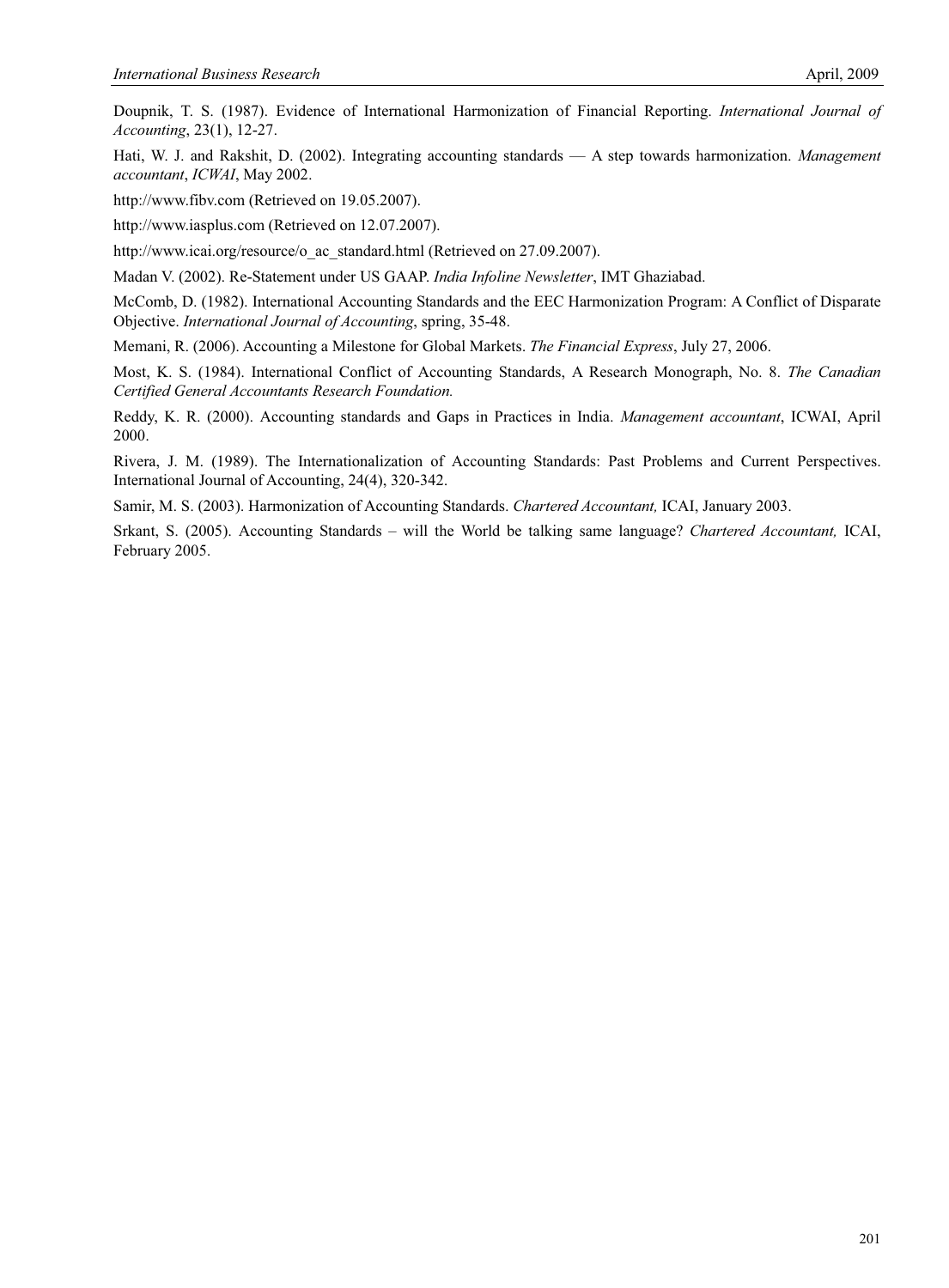Doupnik, T. S. (1987). Evidence of International Harmonization of Financial Reporting. *International Journal of Accounting*, 23(1), 12-27.

Hati, W. J. and Rakshit, D. (2002). Integrating accounting standards — A step towards harmonization. *Management accountant*, *ICWAI*, May 2002.

http://www.fibv.com (Retrieved on 19.05.2007).

http://www.iasplus.com (Retrieved on 12.07.2007).

http://www.icai.org/resource/o_ac_standard.html (Retrieved on 27.09.2007).

Madan V. (2002). Re-Statement under US GAAP. *India Infoline Newsletter*, IMT Ghaziabad.

McComb, D. (1982). International Accounting Standards and the EEC Harmonization Program: A Conflict of Disparate Objective. *International Journal of Accounting*, spring, 35-48.

Memani, R. (2006). Accounting a Milestone for Global Markets. *The Financial Express*, July 27, 2006.

Most, K. S. (1984). International Conflict of Accounting Standards, A Research Monograph, No. 8. *The Canadian Certified General Accountants Research Foundation.*

Reddy, K. R. (2000). Accounting standards and Gaps in Practices in India. *Management accountant*, ICWAI, April 2000.

Rivera, J. M. (1989). The Internationalization of Accounting Standards: Past Problems and Current Perspectives. International Journal of Accounting, 24(4), 320-342.

Samir, M. S. (2003). Harmonization of Accounting Standards. *Chartered Accountant,* ICAI, January 2003.

Srkant, S. (2005). Accounting Standards – will the World be talking same language? *Chartered Accountant,* ICAI, February 2005.